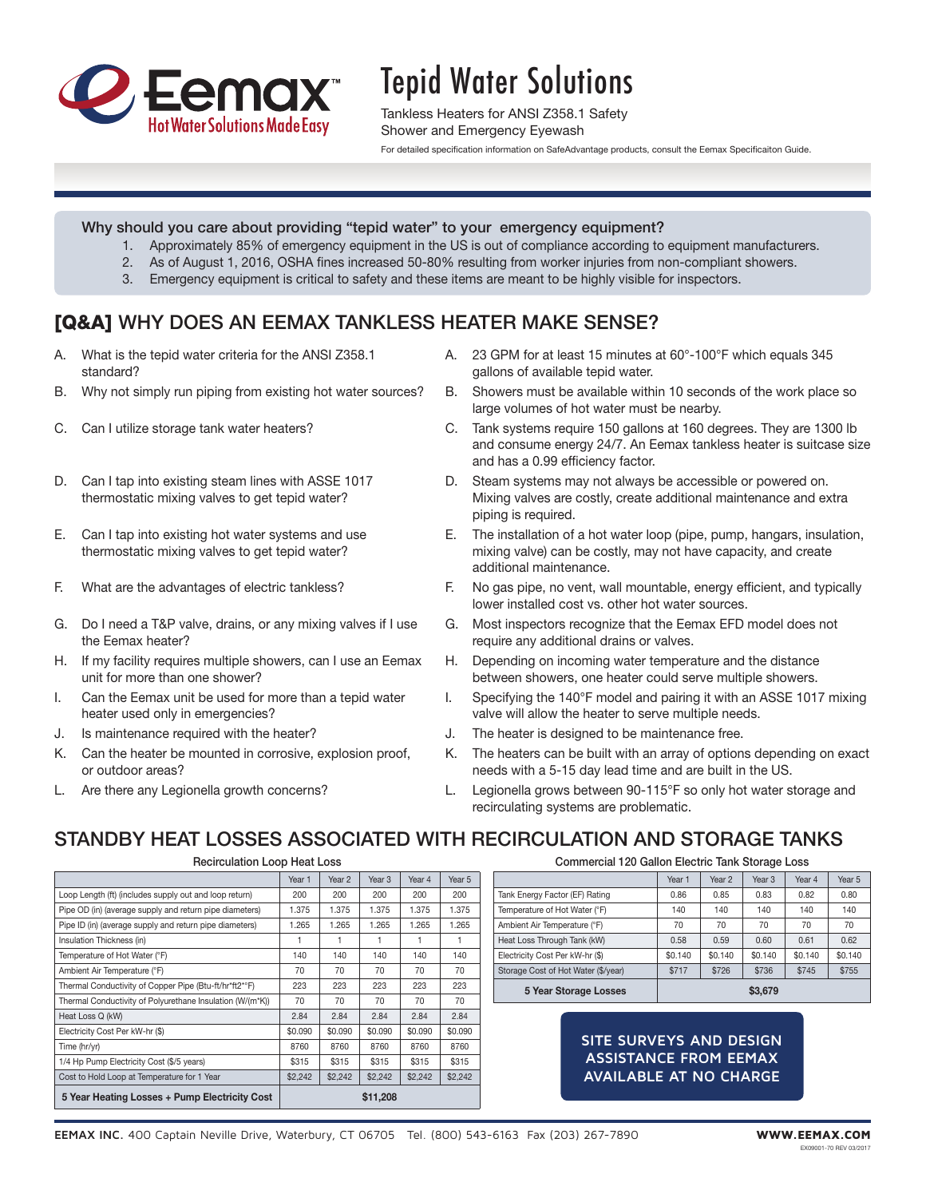# Tepid Water Solutions

Tankless Heaters for ANSI Z358.1 Safety Shower and Emergency Eyewash

For detailed specification information on SafeAdvantage products, consult the Eemax Specificaiton Guide.

**Why should you care about providing "tepid water" to your emergency equipment?**

1. Approximately 85% of emergency equipment in the US is out of compliance according to equipment manufacturers.
2. As of August 1, 2016, OSHA fines increased 50-80% resulting from worker injuries from non-compliant showers.
3. Emergency equipment is critical to safety and these items are meant to be highly visible for inspectors.

## [Q&A] WHY DOES AN EEMAX TANKLESS HEATER MAKE SENSE?

A. What is the tepid water criteria for the ANSI Z358.1 standard?
A. 23 GPM for at least 15 minutes at 60°-100°F which equals 345 gallons of available tepid water.

B. Why not simply run piping from existing hot water sources?
B. Showers must be available within 10 seconds of the work place so large volumes of hot water must be nearby.

C. Can I utilize storage tank water heaters?
C. Tank systems require 150 gallons at 160 degrees. They are 1300 lb and consume energy 24/7. An Eemax tankless heater is suitcase size and has a 0.99 efficiency factor.

D. Can I tap into existing steam lines with ASSE 1017 thermostatic mixing valves to get tepid water?
D. Steam systems may not always be accessible or powered on. Mixing valves are costly, create additional maintenance and extra piping is required.

E. Can I tap into existing hot water systems and use thermostatic mixing valves to get tepid water?
E. The installation of a hot water loop (pipe, pump, hangars, insulation, mixing valve) can be costly, may not have capacity, and create additional maintenance.

F. What are the advantages of electric tankless?
F. No gas pipe, no vent, wall mountable, energy efficient, and typically lower installed cost vs. other hot water sources.

G. Do I need a T&P valve, drains, or any mixing valves if I use the Eemax heater?
G. Most inspectors recognize that the Eemax EFD model does not require any additional drains or valves.

H. If my facility requires multiple showers, can I use an Eemax unit for more than one shower?
H. Depending on incoming water temperature and the distance between showers, one heater could serve multiple showers.

I. Can the Eemax unit be used for more than a tepid water heater used only in emergencies?
I. Specifying the 140°F model and pairing it with an ASSE 1017 mixing valve will allow the heater to serve multiple needs.

J. Is maintenance required with the heater?
J. The heater is designed to be maintenance free.

K. Can the heater be mounted in corrosive, explosion proof, or outdoor areas?
K. The heaters can be built with an array of options depending on exact needs with a 5-15 day lead time and are built in the US.

L. Are there any Legionella growth concerns?
L. Legionella grows between 90-115°F so only hot water storage and recirculating systems are problematic.

## STANDBY HEAT LOSSES ASSOCIATED WITH RECIRCULATION AND STORAGE TANKS

**Recirculation Loop Heat Loss**

| | Year 1 | Year 2 | Year 3 | Year 4 | Year 5 |
|---|---|---|---|---|---|
| Loop Length (ft) (includes supply out and loop return) | 200 | 200 | 200 | 200 | 200 |
| Pipe OD (in) (average supply and return pipe diameters) | 1.375 | 1.375 | 1.375 | 1.375 | 1.375 |
| Pipe ID (in) (average supply and return pipe diameters) | 1.265 | 1.265 | 1.265 | 1.265 | 1.265 |
| Insulation Thickness (in) | 1 | 1 | 1 | 1 | 1 |
| Temperature of Hot Water (°F) | 140 | 140 | 140 | 140 | 140 |
| Ambient Air Temperature (°F) | 70 | 70 | 70 | 70 | 70 |
| Thermal Conductivity of Copper Pipe (Btu-ft/hr*ft2*°F) | 223 | 223 | 223 | 223 | 223 |
| Thermal Conductivity of Polyurethane Insulation (W/(m*K)) | 70 | 70 | 70 | 70 | 70 |
| Heat Loss Q (kW) | 2.84 | 2.84 | 2.84 | 2.84 | 2.84 |
| Electricity Cost Per kW-hr ($) | $0.090 | $0.090 | $0.090 | $0.090 | $0.090 |
| Time (hr/yr) | 8760 | 8760 | 8760 | 8760 | 8760 |
| 1/4 Hp Pump Electricity Cost ($/5 years) | $315 | $315 | $315 | $315 | $315 |
| Cost to Hold Loop at Temperature for 1 Year | $2,242 | $2,242 | $2,242 | $2,242 | $2,242 |
| **5 Year Heating Losses + Pump Electricity Cost** | **$11,208** | | | | |

**Commercial 120 Gallon Electric Tank Storage Loss**

| | Year 1 | Year 2 | Year 3 | Year 4 | Year 5 |
|---|---|---|---|---|---|
| Tank Energy Factor (EF) Rating | 0.86 | 0.85 | 0.83 | 0.82 | 0.80 |
| Temperature of Hot Water (°F) | 140 | 140 | 140 | 140 | 140 |
| Ambient Air Temperature (°F) | 70 | 70 | 70 | 70 | 70 |
| Heat Loss Through Tank (kW) | 0.58 | 0.59 | 0.60 | 0.61 | 0.62 |
| Electricity Cost Per kW-hr ($) | $0.140 | $0.140 | $0.140 | $0.140 | $0.140 |
| Storage Cost of Hot Water ($/year) | $717 | $726 | $736 | $745 | $755 |
| **5 Year Storage Losses** | **$3,679** | | | | |

**SITE SURVEYS AND DESIGN ASSISTANCE FROM EEMAX AVAILABLE AT NO CHARGE**

**EEMAX INC.** 400 Captain Neville Drive, Waterbury, CT 06705 Tel. (800) 543-6163 Fax (203) 267-7890 **WWW.EEMAX.COM**

EX09001-70 REV 03/2017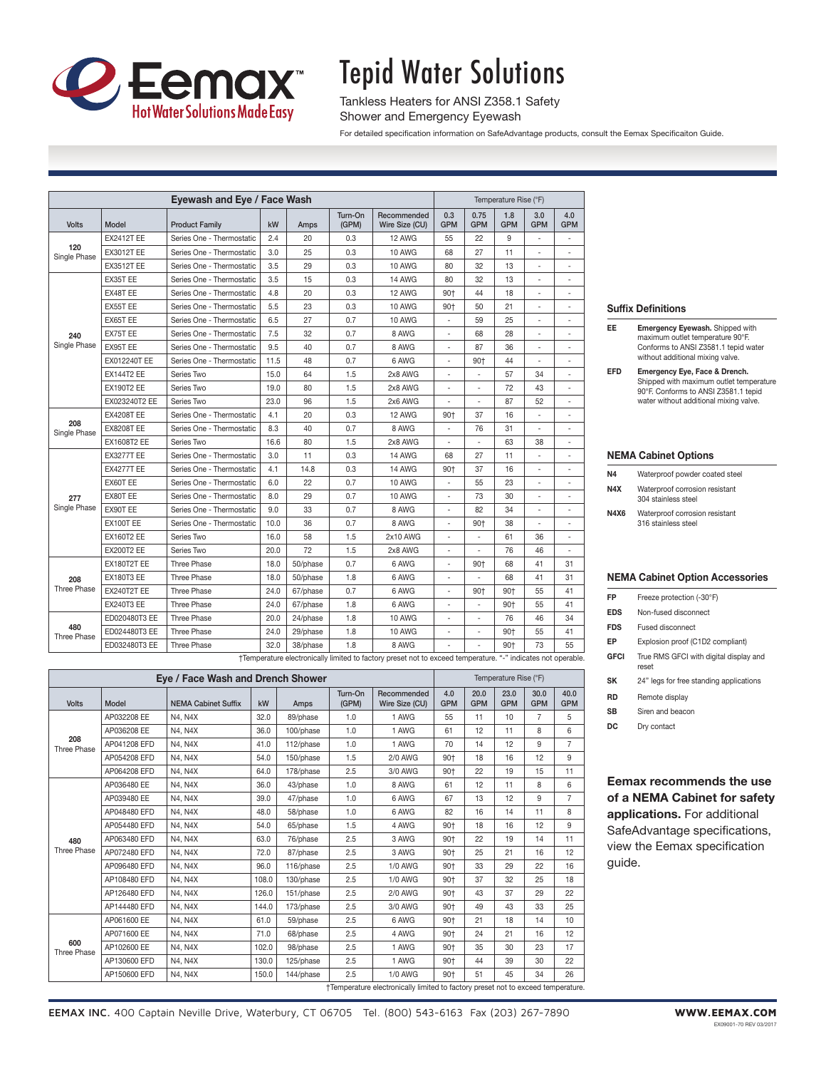# Tepid Water Solutions

Tankless Heaters for ANSI Z358.1 Safety Shower and Emergency Eyewash

For detailed specification information on SafeAdvantage products, consult the Eemax Specificaiton Guide.

| Eyewash and Eye / Face Wash | | | | | | | Temperature Rise (°F) | | | | |
|---|---|---|---|---|---|---|---|---|---|---|---|
| Volts | Model | Product Family | kW | Amps | Turn-On (GPM) | Recommended Wire Size (CU) | 0.3 GPM | 0.75 GPM | 1.8 GPM | 3.0 GPM | 4.0 GPM |
| 120 Single Phase | EX2412T EE | Series One - Thermostatic | 2.4 | 20 | 0.3 | 12 AWG | 55 | 22 | 9 | - | - |
| | EX3012T EE | Series One - Thermostatic | 3.0 | 25 | 0.3 | 10 AWG | 68 | 27 | 11 | - | - |
| | EX3512T EE | Series One - Thermostatic | 3.5 | 29 | 0.3 | 10 AWG | 80 | 32 | 13 | - | - |
| 240 Single Phase | EX35T EE | Series One - Thermostatic | 3.5 | 15 | 0.3 | 14 AWG | 80 | 32 | 13 | - | - |
| | EX48T EE | Series One - Thermostatic | 4.8 | 20 | 0.3 | 12 AWG | 90† | 44 | 18 | - | - |
| | EX55T EE | Series One - Thermostatic | 5.5 | 23 | 0.3 | 10 AWG | 90† | 50 | 21 | - | - |
| | EX65T EE | Series One - Thermostatic | 6.5 | 27 | 0.7 | 10 AWG | - | 59 | 25 | - | - |
| | EX75T EE | Series One - Thermostatic | 7.5 | 32 | 0.7 | 8 AWG | - | 68 | 28 | - | - |
| | EX95T EE | Series One - Thermostatic | 9.5 | 40 | 0.7 | 8 AWG | - | 87 | 36 | - | - |
| | EX012240T EE | Series One - Thermostatic | 11.5 | 48 | 0.7 | 6 AWG | - | 90† | 44 | - | - |
| | EX144T2 EE | Series Two | 15.0 | 64 | 1.5 | 2x8 AWG | - | - | 57 | 34 | - |
| | EX190T2 EE | Series Two | 19.0 | 80 | 1.5 | 2x8 AWG | - | - | 72 | 43 | - |
| | EX023240T2 EE | Series Two | 23.0 | 96 | 1.5 | 2x6 AWG | - | - | 87 | 52 | - |
| 208 Single Phase | EX4208T EE | Series One - Thermostatic | 4.1 | 20 | 0.3 | 12 AWG | 90† | 37 | 16 | - | - |
| | EX8208T EE | Series One - Thermostatic | 8.3 | 40 | 0.7 | 8 AWG | - | 76 | 31 | - | - |
| | EX1608T2 EE | Series Two | 16.6 | 80 | 1.5 | 2x8 AWG | - | - | 63 | 38 | - |
| 277 Single Phase | EX3277T EE | Series One - Thermostatic | 3.0 | 11 | 0.3 | 14 AWG | 68 | 27 | 11 | - | - |
| | EX4277T EE | Series One - Thermostatic | 4.1 | 14.8 | 0.3 | 14 AWG | 90† | 37 | 16 | - | - |
| | EX60T EE | Series One - Thermostatic | 6.0 | 22 | 0.7 | 10 AWG | - | 55 | 23 | - | - |
| | EX80T EE | Series One - Thermostatic | 8.0 | 29 | 0.7 | 10 AWG | - | 73 | 30 | - | - |
| | EX90T EE | Series One - Thermostatic | 9.0 | 33 | 0.7 | 8 AWG | - | 82 | 34 | - | - |
| | EX100T EE | Series One - Thermostatic | 10.0 | 36 | 0.7 | 8 AWG | - | 90† | 38 | - | - |
| | EX160T2 EE | Series Two | 16.0 | 58 | 1.5 | 2x10 AWG | - | - | 61 | 36 | - |
| | EX200T2 EE | Series Two | 20.0 | 72 | 1.5 | 2x8 AWG | - | - | 76 | 46 | - |
| 208 Three Phase | EX180T2T EE | Three Phase | 18.0 | 50/phase | 0.7 | 6 AWG | - | 90† | 68 | 41 | 31 |
| | EX180T3 EE | Three Phase | 18.0 | 50/phase | 1.8 | 6 AWG | - | - | 68 | 41 | 31 |
| | EX240T2T EE | Three Phase | 24.0 | 67/phase | 0.7 | 6 AWG | - | 90† | 90† | 55 | 41 |
| | EX240T3 EE | Three Phase | 24.0 | 67/phase | 1.8 | 6 AWG | - | - | 90† | 55 | 41 |
| 480 Three Phase | ED020480T3 EE | Three Phase | 20.0 | 24/phase | 1.8 | 10 AWG | - | - | 76 | 46 | 34 |
| | ED024480T3 EE | Three Phase | 24.0 | 29/phase | 1.8 | 10 AWG | - | - | 90† | 55 | 41 |
| | ED032480T3 EE | Three Phase | 32.0 | 38/phase | 1.8 | 8 AWG | - | - | 90† | 73 | 55 |

†Temperature electronically limited to factory preset not to exceed temperature. "-" indicates not operable.

| Eye / Face Wash and Drench Shower | | | | | | | Temperature Rise (°F) | | | | |
|---|---|---|---|---|---|---|---|---|---|---|---|
| Volts | Model | NEMA Cabinet Suffix | kW | Amps | Turn-On (GPM) | Recommended Wire Size (CU) | 4.0 GPM | 20.0 GPM | 23.0 GPM | 30.0 GPM | 40.0 GPM |
| 208 Three Phase | AP032208 EE | N4, N4X | 32.0 | 89/phase | 1.0 | 1 AWG | 55 | 11 | 10 | 7 | 5 |
| | AP036208 EE | N4, N4X | 36.0 | 100/phase | 1.0 | 1 AWG | 61 | 12 | 11 | 8 | 6 |
| | AP041208 EFD | N4, N4X | 41.0 | 112/phase | 1.0 | 1 AWG | 70 | 14 | 12 | 9 | 7 |
| | AP054208 EFD | N4, N4X | 54.0 | 150/phase | 1.5 | 2/0 AWG | 90† | 18 | 16 | 12 | 9 |
| | AP064208 EFD | N4, N4X | 64.0 | 178/phase | 2.5 | 3/0 AWG | 90† | 22 | 19 | 15 | 11 |
| 480 Three Phase | AP036480 EE | N4, N4X | 36.0 | 43/phase | 1.0 | 8 AWG | 61 | 12 | 11 | 8 | 6 |
| | AP039480 EE | N4, N4X | 39.0 | 47/phase | 1.0 | 6 AWG | 67 | 13 | 12 | 9 | 7 |
| | AP048480 EFD | N4, N4X | 48.0 | 58/phase | 1.0 | 6 AWG | 82 | 16 | 14 | 11 | 8 |
| | AP054480 EFD | N4, N4X | 54.0 | 65/phase | 1.5 | 4 AWG | 90† | 18 | 16 | 12 | 9 |
| | AP063480 EFD | N4, N4X | 63.0 | 76/phase | 2.5 | 3 AWG | 90† | 22 | 19 | 14 | 11 |
| | AP072480 EFD | N4, N4X | 72.0 | 87/phase | 2.5 | 3 AWG | 90† | 25 | 21 | 16 | 12 |
| | AP096480 EFD | N4, N4X | 96.0 | 116/phase | 2.5 | 1/0 AWG | 90† | 33 | 29 | 22 | 16 |
| | AP108480 EFD | N4, N4X | 108.0 | 130/phase | 2.5 | 1/0 AWG | 90† | 37 | 32 | 25 | 18 |
| | AP126480 EFD | N4, N4X | 126.0 | 151/phase | 2.5 | 2/0 AWG | 90† | 43 | 37 | 29 | 22 |
| | AP144480 EFD | N4, N4X | 144.0 | 173/phase | 2.5 | 3/0 AWG | 90† | 49 | 43 | 33 | 25 |
| 600 Three Phase | AP061600 EE | N4, N4X | 61.0 | 59/phase | 2.5 | 6 AWG | 90† | 21 | 18 | 14 | 10 |
| | AP071600 EE | N4, N4X | 71.0 | 68/phase | 2.5 | 4 AWG | 90† | 24 | 21 | 16 | 12 |
| | AP102600 EE | N4, N4X | 102.0 | 98/phase | 2.5 | 1 AWG | 90† | 35 | 30 | 23 | 17 |
| | AP130600 EFD | N4, N4X | 130.0 | 125/phase | 2.5 | 1 AWG | 90† | 44 | 39 | 30 | 22 |
| | AP150600 EFD | N4, N4X | 150.0 | 144/phase | 2.5 | 1/0 AWG | 90† | 51 | 45 | 34 | 26 |

†Temperature electronically limited to factory preset not to exceed temperature.

### Suffix Definitions

**EE** — **Emergency Eyewash.** Shipped with maximum outlet temperature 90°F. Conforms to ANSI Z3581.1 tepid water without additional mixing valve.

**EFD** — **Emergency Eye, Face & Drench.** Shipped with maximum outlet temperature 90°F. Conforms to ANSI Z3581.1 tepid water without additional mixing valve.

### NEMA Cabinet Options

**N4** — Waterproof powder coated steel

**N4X** — Waterproof corrosion resistant 304 stainless steel

**N4X6** — Waterproof corrosion resistant 316 stainless steel

### NEMA Cabinet Option Accessories

**FP** — Freeze protection (-30°F)

**EDS** — Non-fused disconnect

**FDS** — Fused disconnect

**EP** — Explosion proof (C1D2 compliant)

**GFCI** — True RMS GFCI with digital display and reset

**SK** — 24" legs for free standing applications

**RD** — Remote display

**SB** — Siren and beacon

**DC** — Dry contact

**Eemax recommends the use of a NEMA Cabinet for safety applications.** For additional SafeAdvantage specifications, view the Eemax specification guide.

**EEMAX INC.** 400 Captain Neville Drive, Waterbury, CT 06705 Tel. (800) 543-6163 Fax (203) 267-7890 **WWW.EEMAX.COM**

EX09001-70 REV 03/2017